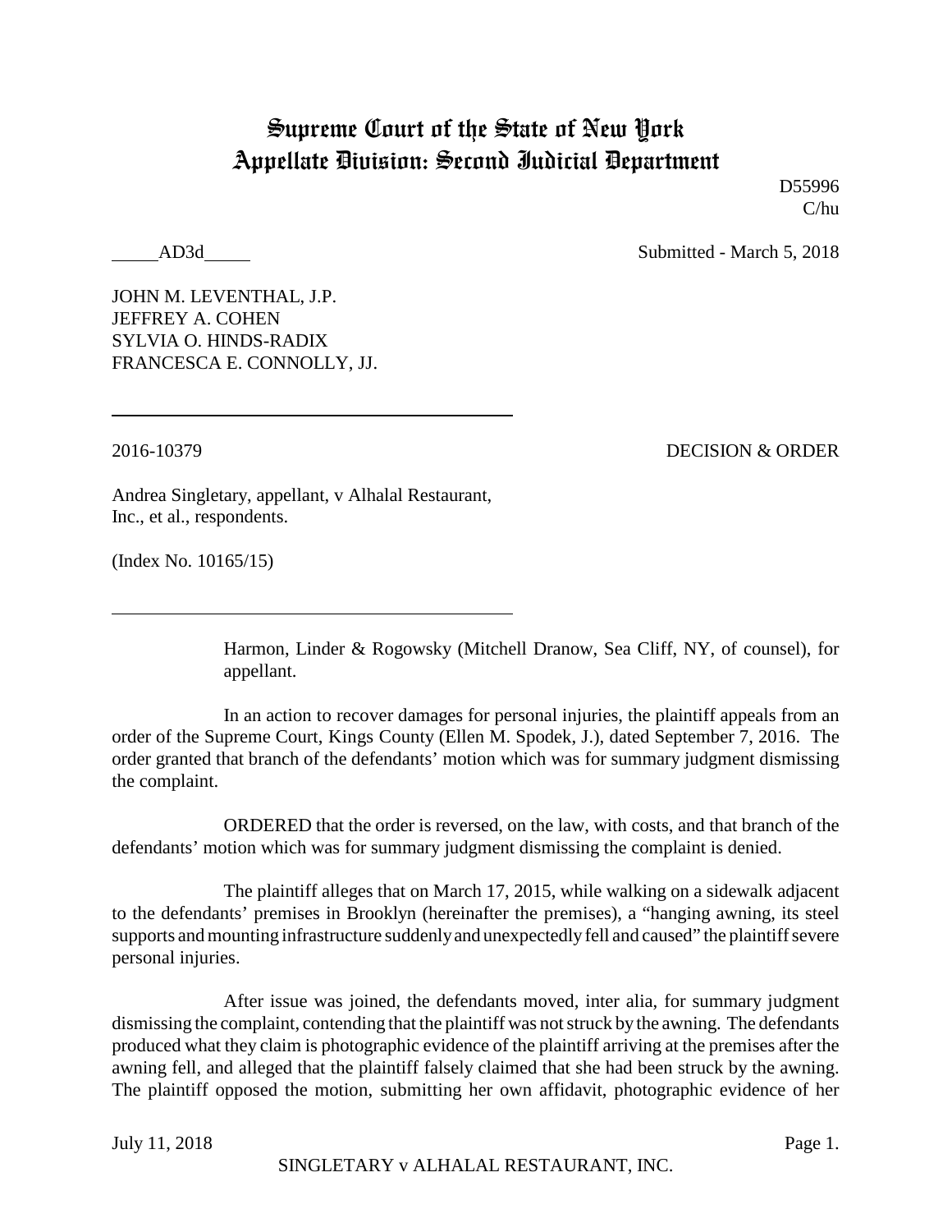# Supreme Court of the State of New York
# Appellate Division: Second Judicial Department

D55996
C/hu

_____AD3d_____ Submitted - March 5, 2018

JOHN M. LEVENTHAL, J.P.
JEFFREY A. COHEN
SYLVIA O. HINDS-RADIX
FRANCESCA E. CONNOLLY, JJ.

---

2016-10379 DECISION & ORDER

Andrea Singletary, appellant, v Alhalal Restaurant, Inc., et al., respondents.

(Index No. 10165/15)

---

Harmon, Linder & Rogowsky (Mitchell Dranow, Sea Cliff, NY, of counsel), for appellant.

In an action to recover damages for personal injuries, the plaintiff appeals from an order of the Supreme Court, Kings County (Ellen M. Spodek, J.), dated September 7, 2016. The order granted that branch of the defendants' motion which was for summary judgment dismissing the complaint.

ORDERED that the order is reversed, on the law, with costs, and that branch of the defendants' motion which was for summary judgment dismissing the complaint is denied.

The plaintiff alleges that on March 17, 2015, while walking on a sidewalk adjacent to the defendants' premises in Brooklyn (hereinafter the premises), a "hanging awning, its steel supports and mounting infrastructure suddenly and unexpectedly fell and caused" the plaintiff severe personal injuries.

After issue was joined, the defendants moved, inter alia, for summary judgment dismissing the complaint, contending that the plaintiff was not struck by the awning. The defendants produced what they claim is photographic evidence of the plaintiff arriving at the premises after the awning fell, and alleged that the plaintiff falsely claimed that she had been struck by the awning. The plaintiff opposed the motion, submitting her own affidavit, photographic evidence of her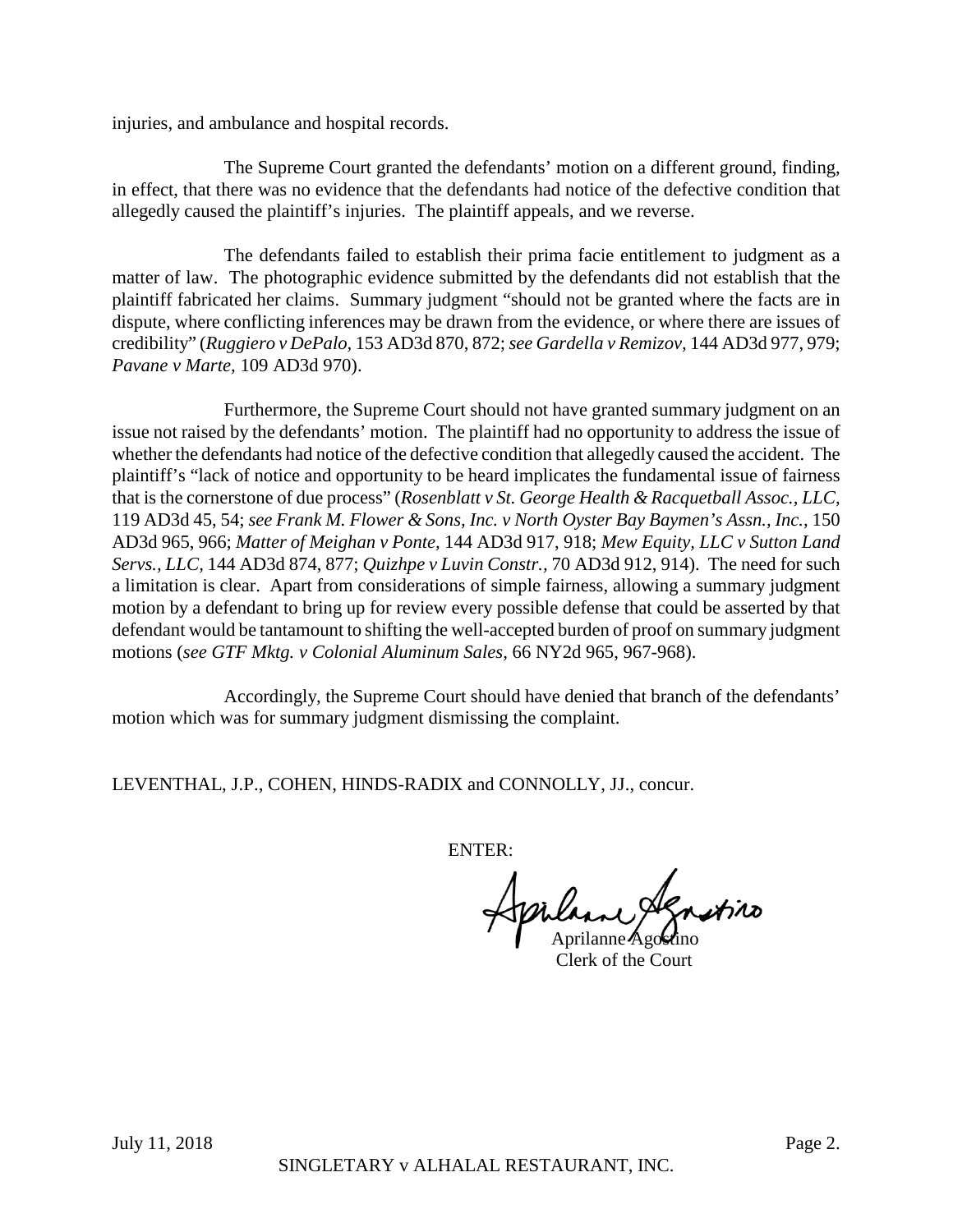injuries, and ambulance and hospital records.

The Supreme Court granted the defendants' motion on a different ground, finding, in effect, that there was no evidence that the defendants had notice of the defective condition that allegedly caused the plaintiff's injuries. The plaintiff appeals, and we reverse.

The defendants failed to establish their prima facie entitlement to judgment as a matter of law. The photographic evidence submitted by the defendants did not establish that the plaintiff fabricated her claims. Summary judgment "should not be granted where the facts are in dispute, where conflicting inferences may be drawn from the evidence, or where there are issues of credibility" (*Ruggiero v DePalo,* 153 AD3d 870, 872; *see Gardella v Remizov,* 144 AD3d 977, 979; *Pavane v Marte,* 109 AD3d 970).

Furthermore, the Supreme Court should not have granted summary judgment on an issue not raised by the defendants' motion. The plaintiff had no opportunity to address the issue of whether the defendants had notice of the defective condition that allegedly caused the accident. The plaintiff's "lack of notice and opportunity to be heard implicates the fundamental issue of fairness that is the cornerstone of due process" (*Rosenblatt v St. George Health & Racquetball Assoc., LLC,* 119 AD3d 45, 54; *see Frank M. Flower & Sons, Inc. v North Oyster Bay Baymen's Assn., Inc.,* 150 AD3d 965, 966; *Matter of Meighan v Ponte,* 144 AD3d 917, 918; *Mew Equity, LLC v Sutton Land Servs., LLC,* 144 AD3d 874, 877; *Quizhpe v Luvin Constr.,* 70 AD3d 912, 914). The need for such a limitation is clear. Apart from considerations of simple fairness, allowing a summary judgment motion by a defendant to bring up for review every possible defense that could be asserted by that defendant would be tantamount to shifting the well-accepted burden of proof on summary judgment motions (*see GTF Mktg. v Colonial Aluminum Sales,* 66 NY2d 965, 967-968).

Accordingly, the Supreme Court should have denied that branch of the defendants' motion which was for summary judgment dismissing the complaint.

LEVENTHAL, J.P., COHEN, HINDS-RADIX and CONNOLLY, JJ., concur.

ENTER:

Aprilanne Agostino
Clerk of the Court

July 11, 2018

SINGLETARY v ALHALAL RESTAURANT, INC.